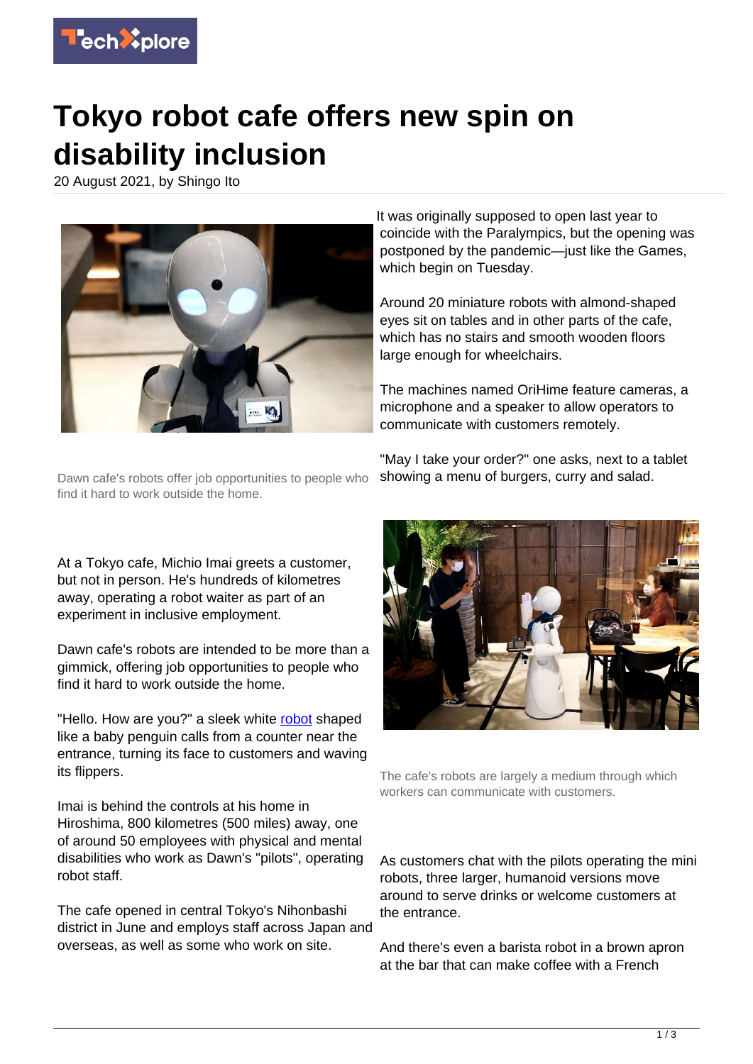# Tokyo robot cafe offers new spin on disability inclusion

20 August 2021, by Shingo Ito

Dawn cafe's robots offer job opportunities to people who find it hard to work outside the home.

At a Tokyo cafe, Michio Imai greets a customer, but not in person. He's hundreds of kilometres away, operating a robot waiter as part of an experiment in inclusive employment.

Dawn cafe's robots are intended to be more than a gimmick, offering job opportunities to people who find it hard to work outside the home.

"Hello. How are you?" a sleek white robot shaped like a baby penguin calls from a counter near the entrance, turning its face to customers and waving its flippers.

Imai is behind the controls at his home in Hiroshima, 800 kilometres (500 miles) away, one of around 50 employees with physical and mental disabilities who work as Dawn's "pilots", operating robot staff.

The cafe opened in central Tokyo's Nihonbashi district in June and employs staff across Japan and overseas, as well as some who work on site.

It was originally supposed to open last year to coincide with the Paralympics, but the opening was postponed by the pandemic—just like the Games, which begin on Tuesday.

Around 20 miniature robots with almond-shaped eyes sit on tables and in other parts of the cafe, which has no stairs and smooth wooden floors large enough for wheelchairs.

The machines named OriHime feature cameras, a microphone and a speaker to allow operators to communicate with customers remotely.

"May I take your order?" one asks, next to a tablet showing a menu of burgers, curry and salad.

The cafe's robots are largely a medium through which workers can communicate with customers.

As customers chat with the pilots operating the mini robots, three larger, humanoid versions move around to serve drinks or welcome customers at the entrance.

And there's even a barista robot in a brown apron at the bar that can make coffee with a French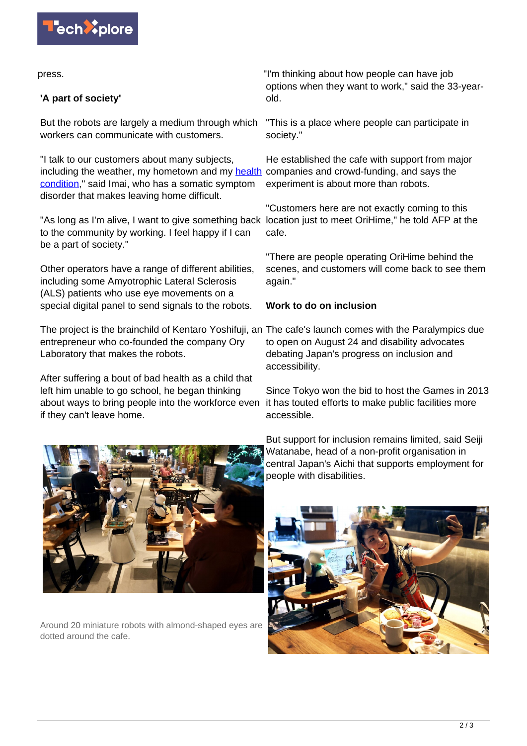press.

## 'A part of society'

But the robots are largely a medium through which workers can communicate with customers.

"I talk to our customers about many subjects, including the weather, my hometown and my health condition," said Imai, who has a somatic symptom disorder that makes leaving home difficult.

"As long as I'm alive, I want to give something back to the community by working. I feel happy if I can be a part of society."

Other operators have a range of different abilities, including some Amyotrophic Lateral Sclerosis (ALS) patients who use eye movements on a special digital panel to send signals to the robots.

The project is the brainchild of Kentaro Yoshifuji, an entrepreneur who co-founded the company Ory Laboratory that makes the robots.

After suffering a bout of bad health as a child that left him unable to go school, he began thinking about ways to bring people into the workforce even if they can't leave home.

Around 20 miniature robots with almond-shaped eyes are dotted around the cafe.

"I'm thinking about how people can have job options when they want to work," said the 33-year-old.

"This is a place where people can participate in society."

He established the cafe with support from major companies and crowd-funding, and says the experiment is about more than robots.

"Customers here are not exactly coming to this location just to meet OriHime," he told AFP at the cafe.

"There are people operating OriHime behind the scenes, and customers will come back to see them again."

## Work to do on inclusion

The cafe's launch comes with the Paralympics due to open on August 24 and disability advocates debating Japan's progress on inclusion and accessibility.

Since Tokyo won the bid to host the Games in 2013 it has touted efforts to make public facilities more accessible.

But support for inclusion remains limited, said Seiji Watanabe, head of a non-profit organisation in central Japan's Aichi that supports employment for people with disabilities.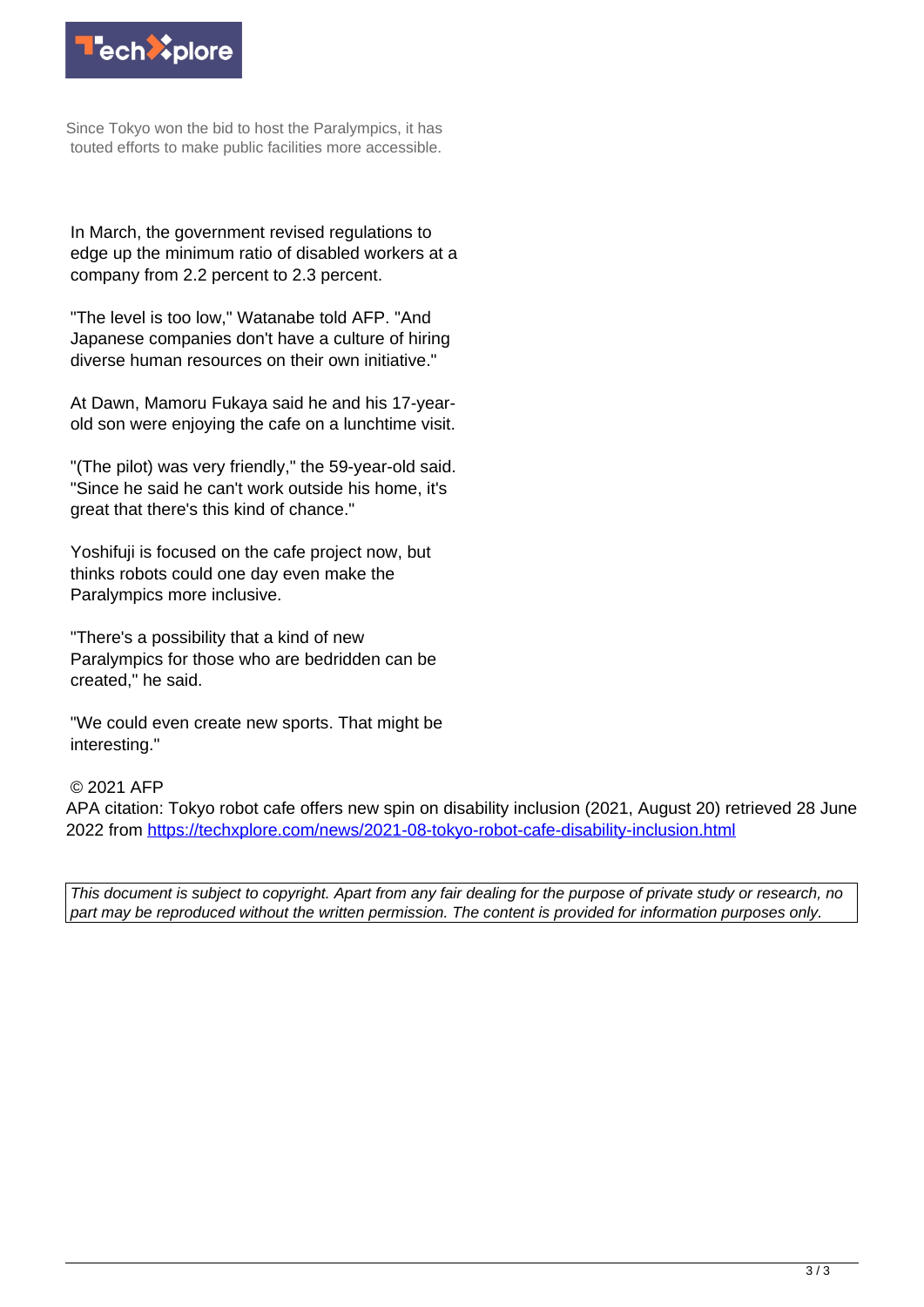Since Tokyo won the bid to host the Paralympics, it has touted efforts to make public facilities more accessible.

In March, the government revised regulations to edge up the minimum ratio of disabled workers at a company from 2.2 percent to 2.3 percent.

"The level is too low," Watanabe told AFP. "And Japanese companies don't have a culture of hiring diverse human resources on their own initiative."

At Dawn, Mamoru Fukaya said he and his 17-year-old son were enjoying the cafe on a lunchtime visit.

"(The pilot) was very friendly," the 59-year-old said. "Since he said he can't work outside his home, it's great that there's this kind of chance."

Yoshifuji is focused on the cafe project now, but thinks robots could one day even make the Paralympics more inclusive.

"There's a possibility that a kind of new Paralympics for those who are bedridden can be created," he said.

"We could even create new sports. That might be interesting."

© 2021 AFP

APA citation: Tokyo robot cafe offers new spin on disability inclusion (2021, August 20) retrieved 28 June 2022 from https://techxplore.com/news/2021-08-tokyo-robot-cafe-disability-inclusion.html

*This document is subject to copyright. Apart from any fair dealing for the purpose of private study or research, no part may be reproduced without the written permission. The content is provided for information purposes only.*